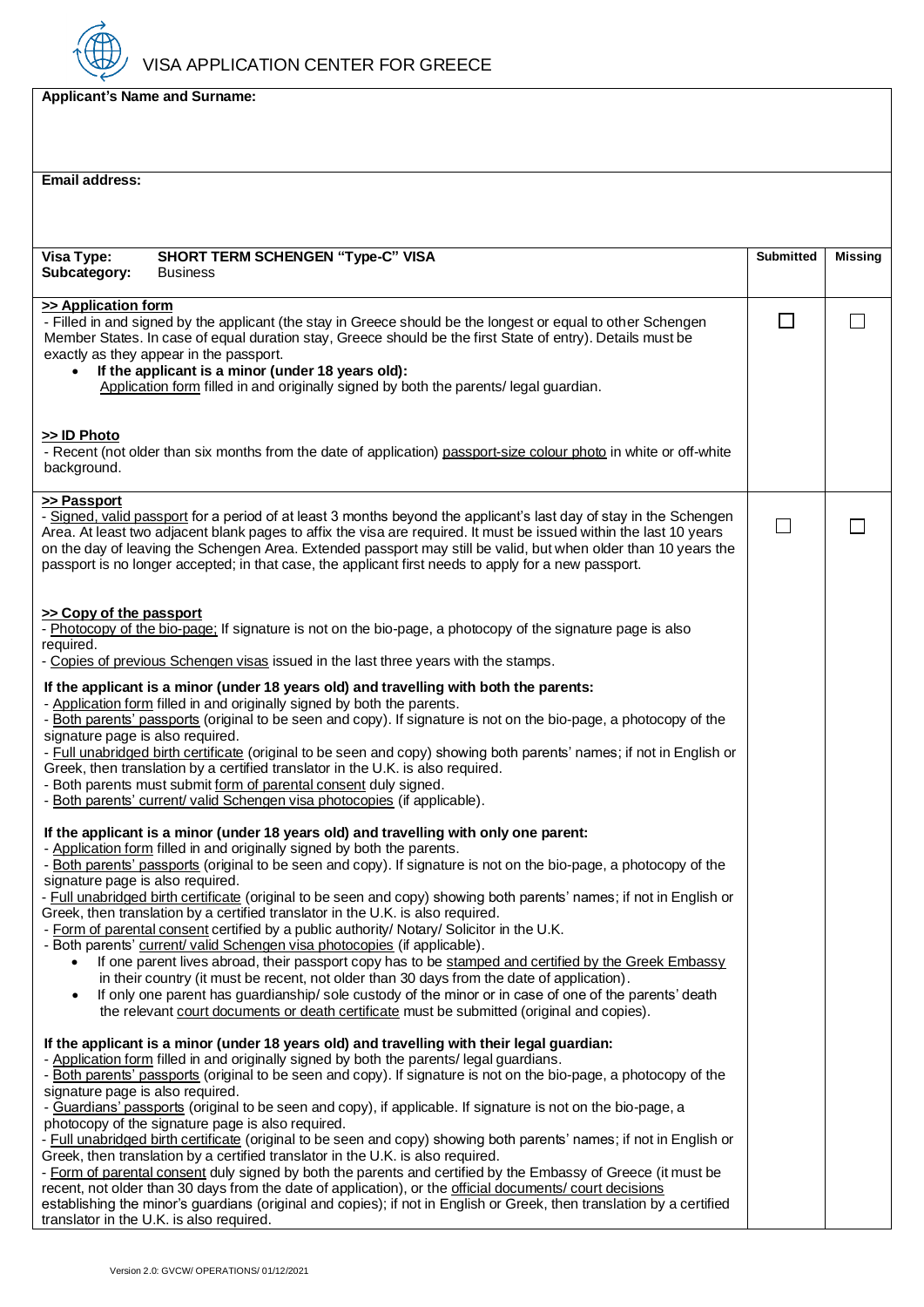# VISA APPLICATION CENTER FOR GREECE

**Applicant's Name and Surname:**

**Email address:**

| **Visa Type:** **SHORT TERM SCHENGEN "Type-C" VISA**<br>**Subcategory:** Business | **Submitted** | **Missing** |
|---|---|---|
| **>> Application form**<br>- Filled in and signed by the applicant (the stay in Greece should be the longest or equal to other Schengen Member States. In case of equal duration stay, Greece should be the first State of entry). Details must be exactly as they appear in the passport.<br>• **If the applicant is a minor (under 18 years old):** Application form filled in and originally signed by both the parents/ legal guardian.<br><br>**>> ID Photo**<br>- Recent (not older than six months from the date of application) passport-size colour photo in white or off-white background. | ☐ | ☐ |
| **>> Passport**<br>- Signed, valid passport for a period of at least 3 months beyond the applicant's last day of stay in the Schengen Area. At least two adjacent blank pages to affix the visa are required. It must be issued within the last 10 years on the day of leaving the Schengen Area. Extended passport may still be valid, but when older than 10 years the passport is no longer accepted; in that case, the applicant first needs to apply for a new passport.<br><br>**>> Copy of the passport**<br>- Photocopy of the bio-page; If signature is not on the bio-page, a photocopy of the signature page is also required.<br>- Copies of previous Schengen visas issued in the last three years with the stamps.<br><br>**If the applicant is a minor (under 18 years old) and travelling with both the parents:**<br>- Application form filled in and originally signed by both the parents.<br>- Both parents' passports (original to be seen and copy). If signature is not on the bio-page, a photocopy of the signature page is also required.<br>- Full unabridged birth certificate (original to be seen and copy) showing both parents' names; if not in English or Greek, then translation by a certified translator in the U.K. is also required.<br>- Both parents must submit form of parental consent duly signed.<br>- Both parents' current/ valid Schengen visa photocopies (if applicable).<br><br>**If the applicant is a minor (under 18 years old) and travelling with only one parent:**<br>- Application form filled in and originally signed by both the parents.<br>- Both parents' passports (original to be seen and copy). If signature is not on the bio-page, a photocopy of the signature page is also required.<br>- Full unabridged birth certificate (original to be seen and copy) showing both parents' names; if not in English or Greek, then translation by a certified translator in the U.K. is also required.<br>- Form of parental consent certified by a public authority/ Notary/ Solicitor in the U.K.<br>- Both parents' current/ valid Schengen visa photocopies (if applicable).<br>• If one parent lives abroad, their passport copy has to be stamped and certified by the Greek Embassy in their country (it must be recent, not older than 30 days from the date of application).<br>• If only one parent has guardianship/ sole custody of the minor or in case of one of the parents' death the relevant court documents or death certificate must be submitted (original and copies).<br><br>**If the applicant is a minor (under 18 years old) and travelling with their legal guardian:**<br>- Application form filled in and originally signed by both the parents/ legal guardians.<br>- Both parents' passports (original to be seen and copy). If signature is not on the bio-page, a photocopy of the signature page is also required.<br>- Guardians' passports (original to be seen and copy), if applicable. If signature is not on the bio-page, a photocopy of the signature page is also required.<br>- Full unabridged birth certificate (original to be seen and copy) showing both parents' names; if not in English or Greek, then translation by a certified translator in the U.K. is also required.<br>- Form of parental consent duly signed by both the parents and certified by the Embassy of Greece (it must be recent, not older than 30 days from the date of application), or the official documents/ court decisions establishing the minor's guardians (original and copies); if not in English or Greek, then translation by a certified translator in the U.K. is also required. | ☐ | ☐ |

Version 2.0: GVCW/ OPERATIONS/ 01/12/2021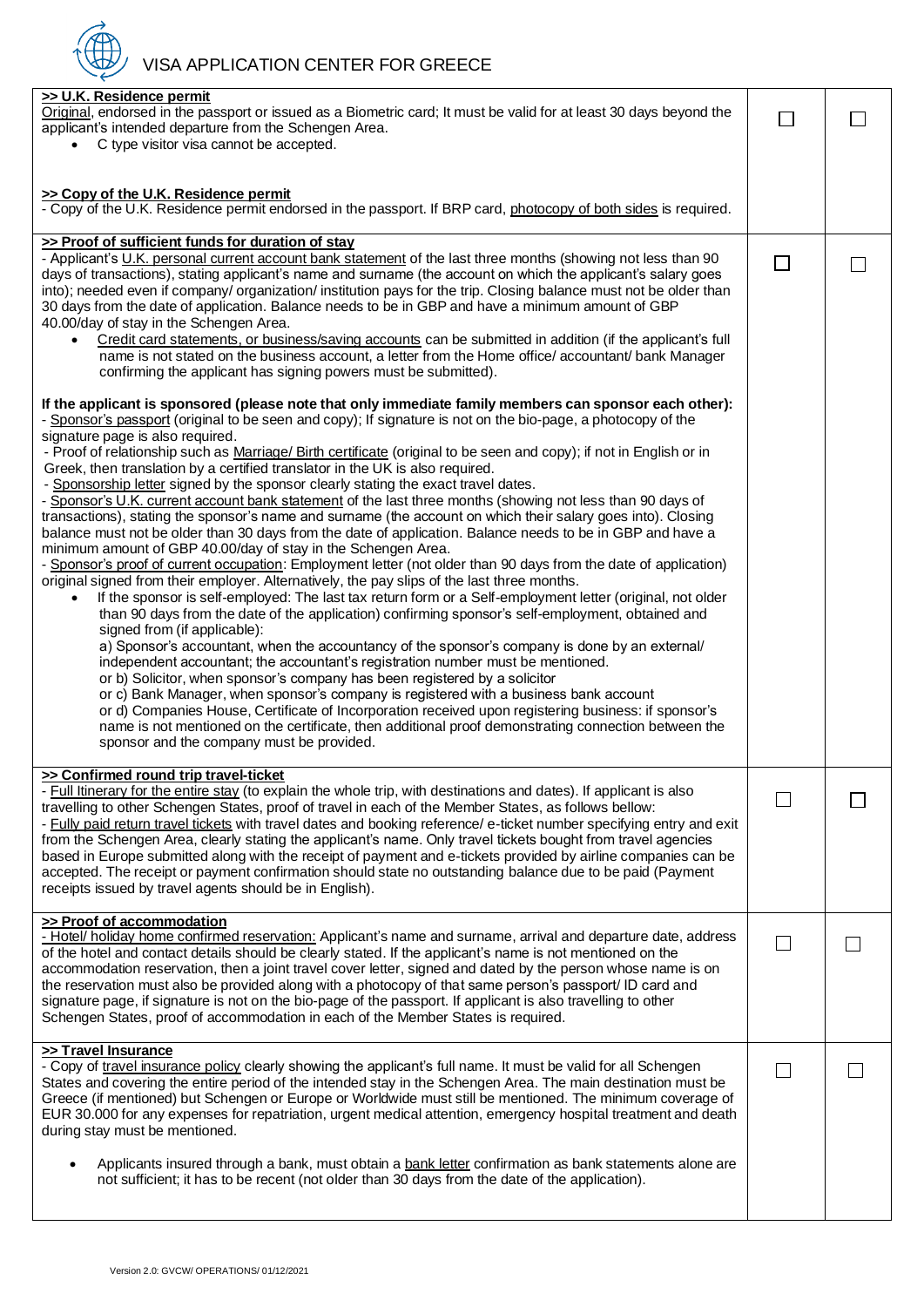VISA APPLICATION CENTER FOR GREECE

| | | |
|---|---|---|
| **>> U.K. Residence permit**<br>Original, endorsed in the passport or issued as a Biometric card; It must be valid for at least 30 days beyond the applicant's intended departure from the Schengen Area.<br>• C type visitor visa cannot be accepted.<br><br>**>> Copy of the U.K. Residence permit**<br>- Copy of the U.K. Residence permit endorsed in the passport. If BRP card, photocopy of both sides is required. | ☐ | ☐ |
| **>> Proof of sufficient funds for duration of stay**<br>- Applicant's U.K. personal current account bank statement of the last three months (showing not less than 90 days of transactions), stating applicant's name and surname (the account on which the applicant's salary goes into); needed even if company/ organization/ institution pays for the trip. Closing balance must not be older than 30 days from the date of application. Balance needs to be in GBP and have a minimum amount of GBP 40.00/day of stay in the Schengen Area.<br>• Credit card statements, or business/saving accounts can be submitted in addition (if the applicant's full name is not stated on the business account, a letter from the Home office/ accountant/ bank Manager confirming the applicant has signing powers must be submitted).<br><br>**If the applicant is sponsored (please note that only immediate family members can sponsor each other):**<br>- Sponsor's passport (original to be seen and copy); If signature is not on the bio-page, a photocopy of the signature page is also required.<br>- Proof of relationship such as Marriage/ Birth certificate (original to be seen and copy); if not in English or in Greek, then translation by a certified translator in the UK is also required.<br>- Sponsorship letter signed by the sponsor clearly stating the exact travel dates.<br>- Sponsor's U.K. current account bank statement of the last three months (showing not less than 90 days of transactions), stating the sponsor's name and surname (the account on which their salary goes into). Closing balance must not be older than 30 days from the date of application. Balance needs to be in GBP and have a minimum amount of GBP 40.00/day of stay in the Schengen Area.<br>- Sponsor's proof of current occupation: Employment letter (not older than 90 days from the date of application) original signed from their employer. Alternatively, the pay slips of the last three months.<br>• If the sponsor is self-employed: The last tax return form or a Self-employment letter (original, not older than 90 days from the date of the application) confirming sponsor's self-employment, obtained and signed from (if applicable):<br>a) Sponsor's accountant, when the accountancy of the sponsor's company is done by an external/ independent accountant; the accountant's registration number must be mentioned.<br>or b) Solicitor, when sponsor's company has been registered by a solicitor<br>or c) Bank Manager, when sponsor's company is registered with a business bank account<br>or d) Companies House, Certificate of Incorporation received upon registering business: if sponsor's name is not mentioned on the certificate, then additional proof demonstrating connection between the sponsor and the company must be provided. | ☐ | ☐ |
| **>> Confirmed round trip travel-ticket**<br>- Full Itinerary for the entire stay (to explain the whole trip, with destinations and dates). If applicant is also travelling to other Schengen States, proof of travel in each of the Member States, as follows bellow:<br>- Fully paid return travel tickets with travel dates and booking reference/ e-ticket number specifying entry and exit from the Schengen Area, clearly stating the applicant's name. Only travel tickets bought from travel agencies based in Europe submitted along with the receipt of payment and e-tickets provided by airline companies can be accepted. The receipt or payment confirmation should state no outstanding balance due to be paid (Payment receipts issued by travel agents should be in English). | ☐ | ☐ |
| **>> Proof of accommodation**<br>- Hotel/ holiday home confirmed reservation: Applicant's name and surname, arrival and departure date, address of the hotel and contact details should be clearly stated. If the applicant's name is not mentioned on the accommodation reservation, then a joint travel cover letter, signed and dated by the person whose name is on the reservation must also be provided along with a photocopy of that same person's passport/ ID card and signature page, if signature is not on the bio-page of the passport. If applicant is also travelling to other Schengen States, proof of accommodation in each of the Member States is required. | ☐ | ☐ |
| **>> Travel Insurance**<br>- Copy of travel insurance policy clearly showing the applicant's full name. It must be valid for all Schengen States and covering the entire period of the intended stay in the Schengen Area. The main destination must be Greece (if mentioned) but Schengen or Europe or Worldwide must still be mentioned. The minimum coverage of EUR 30.000 for any expenses for repatriation, urgent medical attention, emergency hospital treatment and death during stay must be mentioned.<br><br>• Applicants insured through a bank, must obtain a bank letter confirmation as bank statements alone are not sufficient; it has to be recent (not older than 30 days from the date of the application). | ☐ | ☐ |

Version 2.0: GVCW/ OPERATIONS/ 01/12/2021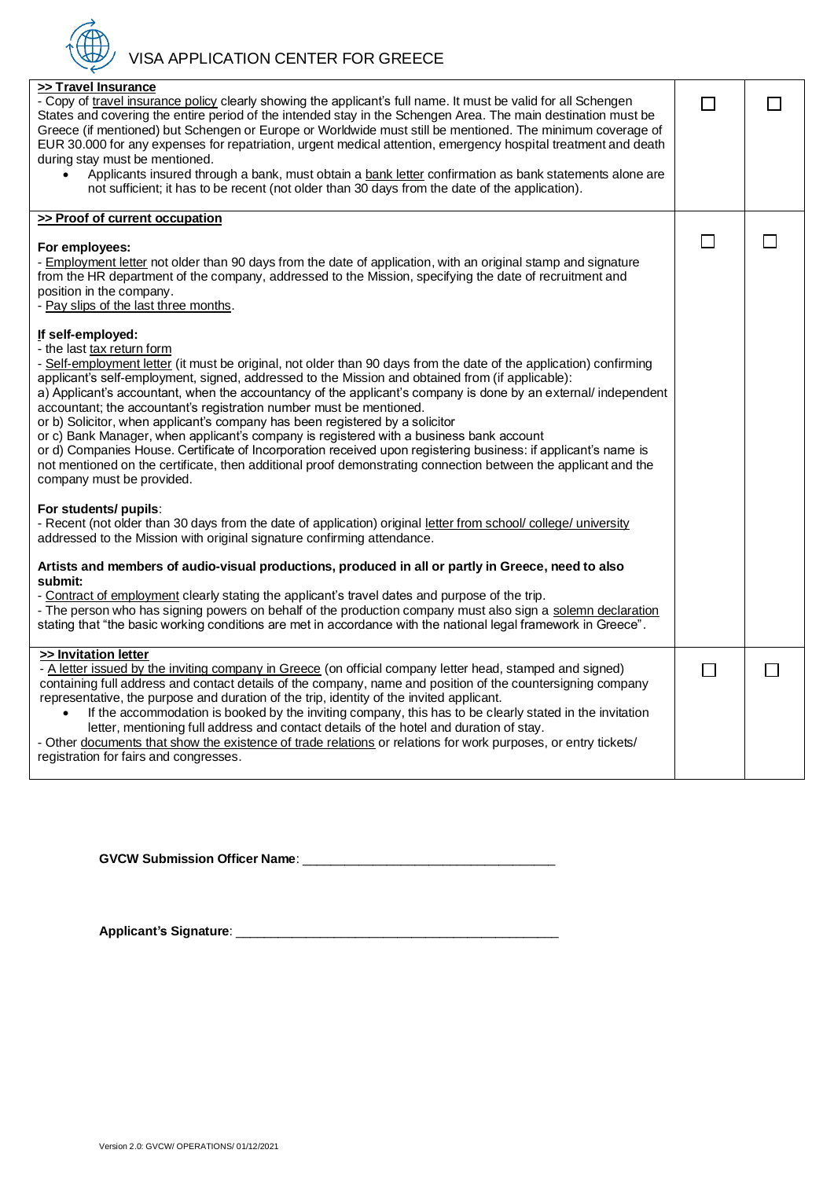| | | |
|---|---|---|
| **>> Travel Insurance**<br>- Copy of travel insurance policy clearly showing the applicant's full name. It must be valid for all Schengen States and covering the entire period of the intended stay in the Schengen Area. The main destination must be Greece (if mentioned) but Schengen or Europe or Worldwide must still be mentioned. The minimum coverage of EUR 30.000 for any expenses for repatriation, urgent medical attention, emergency hospital treatment and death during stay must be mentioned.<br>• Applicants insured through a bank, must obtain a bank letter confirmation as bank statements alone are not sufficient; it has to be recent (not older than 30 days from the date of the application). | ☐ | ☐ |
| **>> Proof of current occupation**<br><br>**For employees:**<br>- Employment letter not older than 90 days from the date of application, with an original stamp and signature from the HR department of the company, addressed to the Mission, specifying the date of recruitment and position in the company.<br>- Pay slips of the last three months.<br><br>**If self-employed:**<br>- the last tax return form<br>- Self-employment letter (it must be original, not older than 90 days from the date of the application) confirming applicant's self-employment, signed, addressed to the Mission and obtained from (if applicable):<br>a) Applicant's accountant, when the accountancy of the applicant's company is done by an external/ independent accountant; the accountant's registration number must be mentioned.<br>or b) Solicitor, when applicant's company has been registered by a solicitor<br>or c) Bank Manager, when applicant's company is registered with a business bank account<br>or d) Companies House. Certificate of Incorporation received upon registering business: if applicant's name is not mentioned on the certificate, then additional proof demonstrating connection between the applicant and the company must be provided.<br><br>**For students/ pupils**:<br>- Recent (not older than 30 days from the date of application) original letter from school/ college/ university addressed to the Mission with original signature confirming attendance.<br><br>**Artists and members of audio-visual productions, produced in all or partly in Greece, need to also submit:**<br>- Contract of employment clearly stating the applicant's travel dates and purpose of the trip.<br>- The person who has signing powers on behalf of the production company must also sign a solemn declaration stating that "the basic working conditions are met in accordance with the national legal framework in Greece". | ☐ | ☐ |
| **>> Invitation letter**<br>- A letter issued by the inviting company in Greece (on official company letter head, stamped and signed) containing full address and contact details of the company, name and position of the countersigning company representative, the purpose and duration of the trip, identity of the invited applicant.<br>• If the accommodation is booked by the inviting company, this has to be clearly stated in the invitation letter, mentioning full address and contact details of the hotel and duration of stay.<br>- Other documents that show the existence of trade relations or relations for work purposes, or entry tickets/ registration for fairs and congresses. | ☐ | ☐ |

**GVCW Submission Officer Name**: ___________________________________

**Applicant's Signature**: _____________________________________________

Version 2.0: GVCW/ OPERATIONS/ 01/12/2021